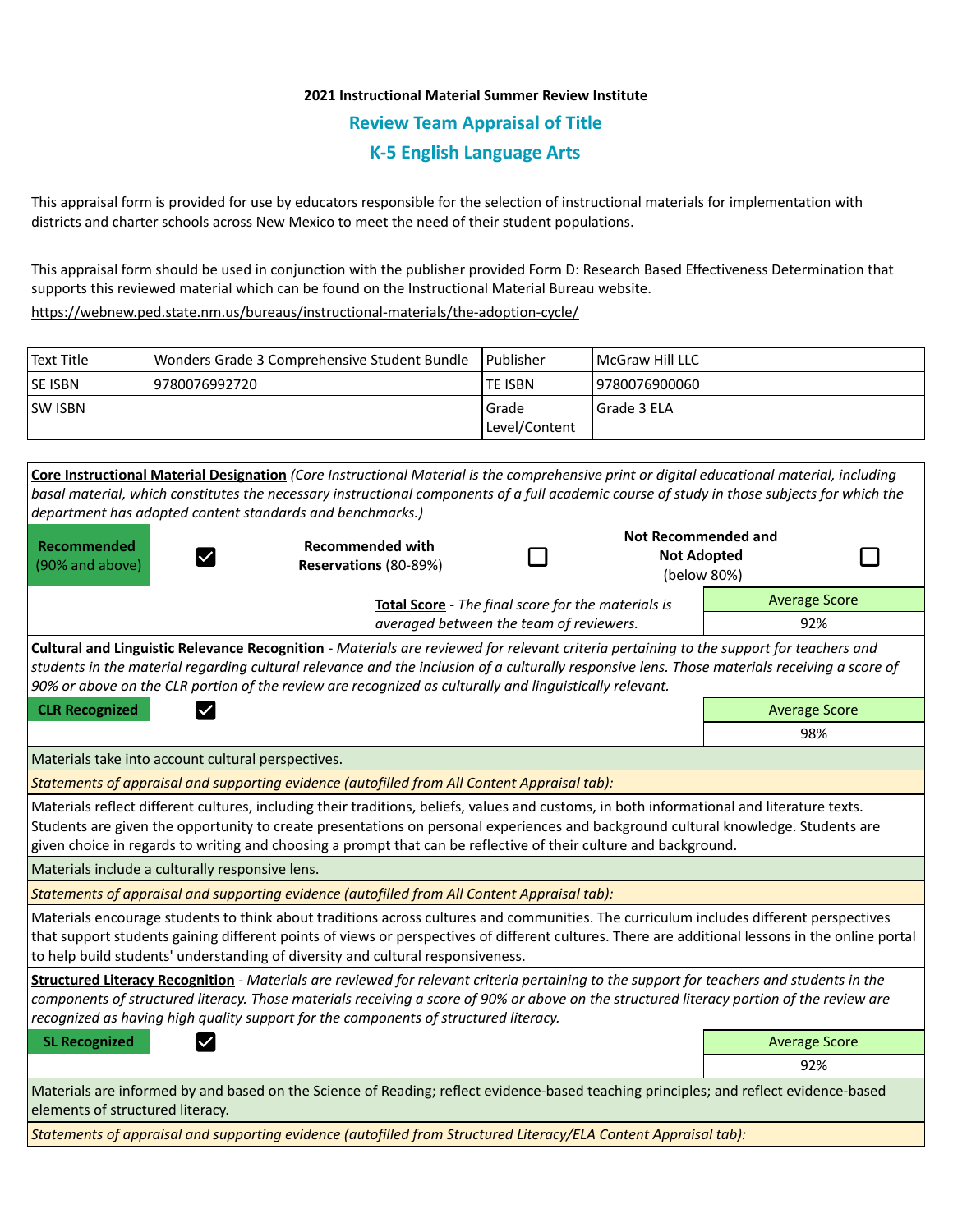**2021 Instructional Material Summer Review Institute**

## Review Team Appraisal of Title

## K-5 English Language Arts

This appraisal form is provided for use by educators responsible for the selection of instructional materials for implementation with districts and charter schools across New Mexico to meet the need of their student populations.

This appraisal form should be used in conjunction with the publisher provided Form D: Research Based Effectiveness Determination that supports this reviewed material which can be found on the Instructional Material Bureau website.

https://webnew.ped.state.nm.us/bureaus/instructional-materials/the-adoption-cycle/

| Text Title | Wonders Grade 3 Comprehensive Student Bundle | Publisher | McGraw Hill LLC |
|---|---|---|---|
| SE ISBN | 9780076992720 | TE ISBN | 9780076900060 |
| SW ISBN | | Grade Level/Content | Grade 3 ELA |

**Core Instructional Material Designation** *(Core Instructional Material is the comprehensive print or digital educational material, including basal material, which constitutes the necessary instructional components of a full academic course of study in those subjects for which the department has adopted content standards and benchmarks.)*

| **Recommended** (90% and above) | ☑ | **Recommended with Reservations** (80-89%) | ☐ | **Not Recommended and Not Adopted** (below 80%) | ☐ |
|---|---|---|---|---|---|

**Total Score** - *The final score for the materials is averaged between the team of reviewers.*

| Average Score |
|---|
| 92% |

**Cultural and Linguistic Relevance Recognition** - *Materials are reviewed for relevant criteria pertaining to the support for teachers and students in the material regarding cultural relevance and the inclusion of a culturally responsive lens. Those materials receiving a score of 90% or above on the CLR portion of the review are recognized as culturally and linguistically relevant.*

**CLR Recognized** ☑

| Average Score |
|---|
| 98% |

Materials take into account cultural perspectives.

*Statements of appraisal and supporting evidence (autofilled from All Content Appraisal tab):*

Materials reflect different cultures, including their traditions, beliefs, values and customs, in both informational and literature texts. Students are given the opportunity to create presentations on personal experiences and background cultural knowledge. Students are given choice in regards to writing and choosing a prompt that can be reflective of their culture and background.

Materials include a culturally responsive lens.

*Statements of appraisal and supporting evidence (autofilled from All Content Appraisal tab):*

Materials encourage students to think about traditions across cultures and communities. The curriculum includes different perspectives that support students gaining different points of views or perspectives of different cultures. There are additional lessons in the online portal to help build students' understanding of diversity and cultural responsiveness.

**Structured Literacy Recognition** - *Materials are reviewed for relevant criteria pertaining to the support for teachers and students in the components of structured literacy. Those materials receiving a score of 90% or above on the structured literacy portion of the review are recognized as having high quality support for the components of structured literacy.*

**SL Recognized** ☑

| Average Score |
|---|
| 92% |

Materials are informed by and based on the Science of Reading; reflect evidence-based teaching principles; and reflect evidence-based elements of structured literacy.

*Statements of appraisal and supporting evidence (autofilled from Structured Literacy/ELA Content Appraisal tab):*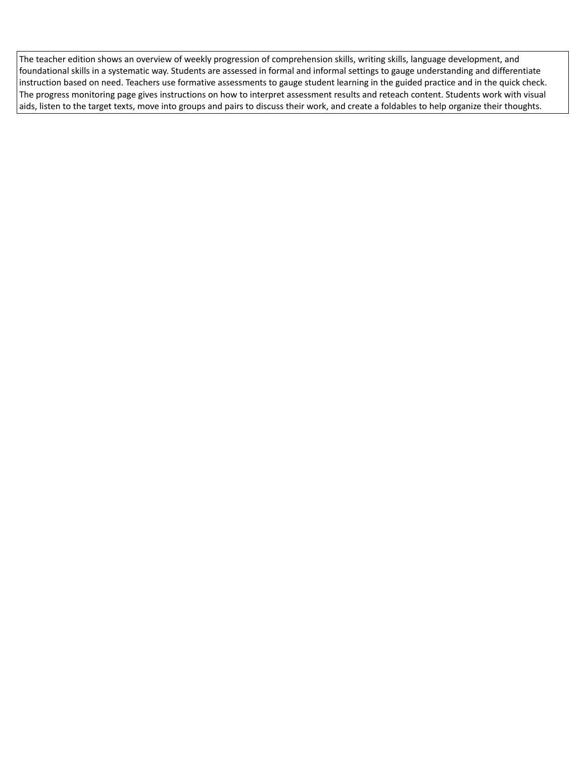The teacher edition shows an overview of weekly progression of comprehension skills, writing skills, language development, and foundational skills in a systematic way. Students are assessed in formal and informal settings to gauge understanding and differentiate instruction based on need. Teachers use formative assessments to gauge student learning in the guided practice and in the quick check. The progress monitoring page gives instructions on how to interpret assessment results and reteach content. Students work with visual aids, listen to the target texts, move into groups and pairs to discuss their work, and create a foldables to help organize their thoughts.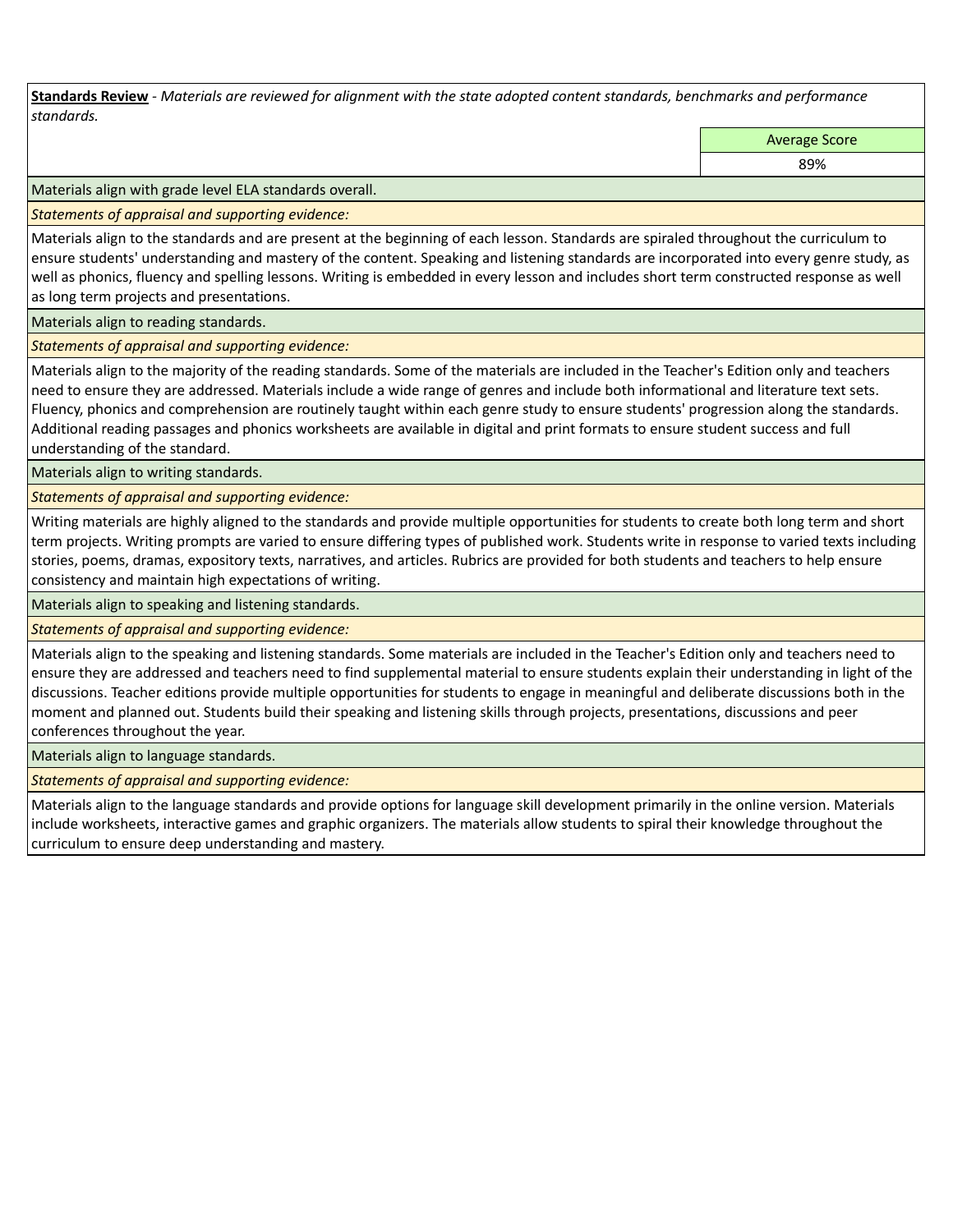**Standards Review** - *Materials are reviewed for alignment with the state adopted content standards, benchmarks and performance standards.*

| | Average Score |
|---|---|
| | 89% |

Materials align with grade level ELA standards overall.

*Statements of appraisal and supporting evidence:*

Materials align to the standards and are present at the beginning of each lesson. Standards are spiraled throughout the curriculum to ensure students' understanding and mastery of the content. Speaking and listening standards are incorporated into every genre study, as well as phonics, fluency and spelling lessons. Writing is embedded in every lesson and includes short term constructed response as well as long term projects and presentations.

Materials align to reading standards.

*Statements of appraisal and supporting evidence:*

Materials align to the majority of the reading standards. Some of the materials are included in the Teacher's Edition only and teachers need to ensure they are addressed. Materials include a wide range of genres and include both informational and literature text sets. Fluency, phonics and comprehension are routinely taught within each genre study to ensure students' progression along the standards. Additional reading passages and phonics worksheets are available in digital and print formats to ensure student success and full understanding of the standard.

Materials align to writing standards.

*Statements of appraisal and supporting evidence:*

Writing materials are highly aligned to the standards and provide multiple opportunities for students to create both long term and short term projects. Writing prompts are varied to ensure differing types of published work. Students write in response to varied texts including stories, poems, dramas, expository texts, narratives, and articles. Rubrics are provided for both students and teachers to help ensure consistency and maintain high expectations of writing.

Materials align to speaking and listening standards.

*Statements of appraisal and supporting evidence:*

Materials align to the speaking and listening standards. Some materials are included in the Teacher's Edition only and teachers need to ensure they are addressed and teachers need to find supplemental material to ensure students explain their understanding in light of the discussions. Teacher editions provide multiple opportunities for students to engage in meaningful and deliberate discussions both in the moment and planned out. Students build their speaking and listening skills through projects, presentations, discussions and peer conferences throughout the year.

Materials align to language standards.

*Statements of appraisal and supporting evidence:*

Materials align to the language standards and provide options for language skill development primarily in the online version. Materials include worksheets, interactive games and graphic organizers. The materials allow students to spiral their knowledge throughout the curriculum to ensure deep understanding and mastery.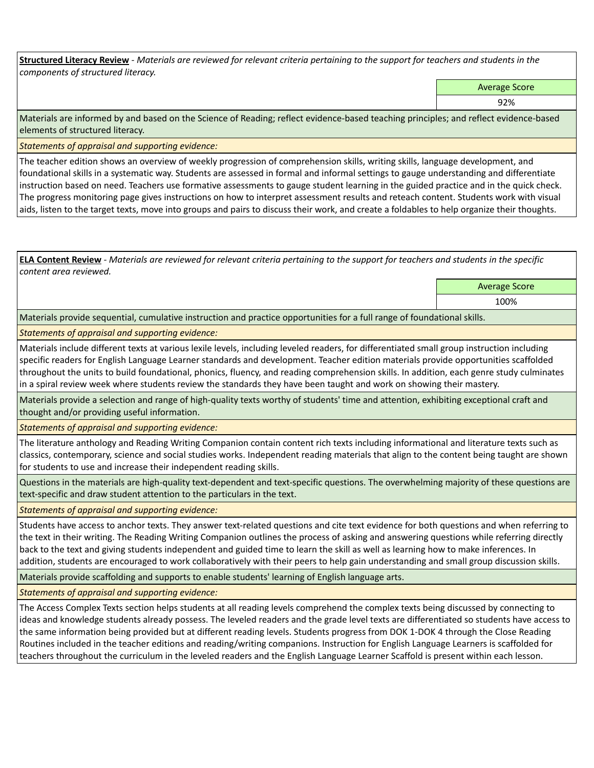**Structured Literacy Review** - *Materials are reviewed for relevant criteria pertaining to the support for teachers and students in the components of structured literacy.*

| Average Score |
| --- |
| 92% |

Materials are informed by and based on the Science of Reading; reflect evidence-based teaching principles; and reflect evidence-based elements of structured literacy.

*Statements of appraisal and supporting evidence:*

The teacher edition shows an overview of weekly progression of comprehension skills, writing skills, language development, and foundational skills in a systematic way. Students are assessed in formal and informal settings to gauge understanding and differentiate instruction based on need. Teachers use formative assessments to gauge student learning in the guided practice and in the quick check. The progress monitoring page gives instructions on how to interpret assessment results and reteach content. Students work with visual aids, listen to the target texts, move into groups and pairs to discuss their work, and create a foldables to help organize their thoughts.

**ELA Content Review** - *Materials are reviewed for relevant criteria pertaining to the support for teachers and students in the specific content area reviewed.*

| Average Score |
| --- |
| 100% |

Materials provide sequential, cumulative instruction and practice opportunities for a full range of foundational skills.

*Statements of appraisal and supporting evidence:*

Materials include different texts at various lexile levels, including leveled readers, for differentiated small group instruction including specific readers for English Language Learner standards and development. Teacher edition materials provide opportunities scaffolded throughout the units to build foundational, phonics, fluency, and reading comprehension skills. In addition, each genre study culminates in a spiral review week where students review the standards they have been taught and work on showing their mastery.

Materials provide a selection and range of high-quality texts worthy of students' time and attention, exhibiting exceptional craft and thought and/or providing useful information.

*Statements of appraisal and supporting evidence:*

The literature anthology and Reading Writing Companion contain content rich texts including informational and literature texts such as classics, contemporary, science and social studies works. Independent reading materials that align to the content being taught are shown for students to use and increase their independent reading skills.

Questions in the materials are high-quality text-dependent and text-specific questions. The overwhelming majority of these questions are text-specific and draw student attention to the particulars in the text.

*Statements of appraisal and supporting evidence:*

Students have access to anchor texts. They answer text-related questions and cite text evidence for both questions and when referring to the text in their writing. The Reading Writing Companion outlines the process of asking and answering questions while referring directly back to the text and giving students independent and guided time to learn the skill as well as learning how to make inferences. In addition, students are encouraged to work collaboratively with their peers to help gain understanding and small group discussion skills.

Materials provide scaffolding and supports to enable students' learning of English language arts.

*Statements of appraisal and supporting evidence:*

The Access Complex Texts section helps students at all reading levels comprehend the complex texts being discussed by connecting to ideas and knowledge students already possess. The leveled readers and the grade level texts are differentiated so students have access to the same information being provided but at different reading levels. Students progress from DOK 1-DOK 4 through the Close Reading Routines included in the teacher editions and reading/writing companions. Instruction for English Language Learners is scaffolded for teachers throughout the curriculum in the leveled readers and the English Language Learner Scaffold is present within each lesson.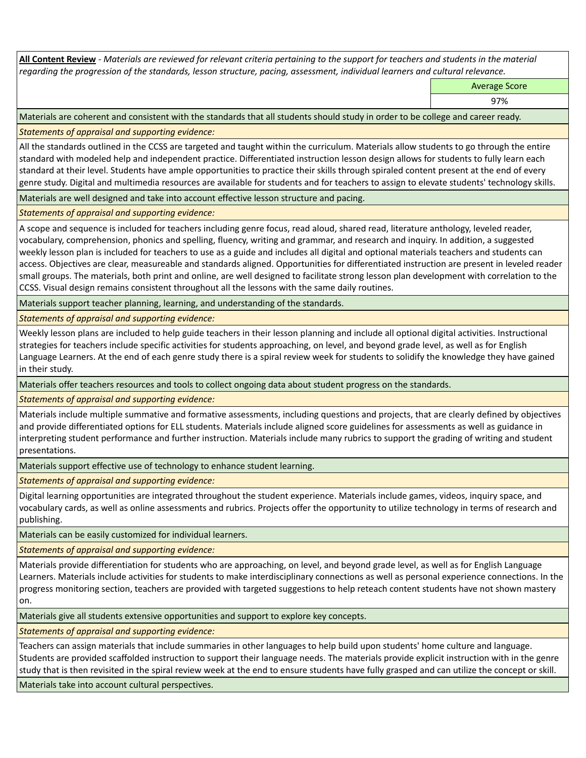**All Content Review** - *Materials are reviewed for relevant criteria pertaining to the support for teachers and students in the material regarding the progression of the standards, lesson structure, pacing, assessment, individual learners and cultural relevance.*

| Average Score |
| --- |
| 97% |

Materials are coherent and consistent with the standards that all students should study in order to be college and career ready.

*Statements of appraisal and supporting evidence:*

All the standards outlined in the CCSS are targeted and taught within the curriculum. Materials allow students to go through the entire standard with modeled help and independent practice. Differentiated instruction lesson design allows for students to fully learn each standard at their level. Students have ample opportunities to practice their skills through spiraled content present at the end of every genre study. Digital and multimedia resources are available for students and for teachers to assign to elevate students' technology skills.

Materials are well designed and take into account effective lesson structure and pacing.

*Statements of appraisal and supporting evidence:*

A scope and sequence is included for teachers including genre focus, read aloud, shared read, literature anthology, leveled reader, vocabulary, comprehension, phonics and spelling, fluency, writing and grammar, and research and inquiry. In addition, a suggested weekly lesson plan is included for teachers to use as a guide and includes all digital and optional materials teachers and students can access. Objectives are clear, measureable and standards aligned. Opportunities for differentiated instruction are present in leveled reader small groups. The materials, both print and online, are well designed to facilitate strong lesson plan development with correlation to the CCSS. Visual design remains consistent throughout all the lessons with the same daily routines.

Materials support teacher planning, learning, and understanding of the standards.

*Statements of appraisal and supporting evidence:*

Weekly lesson plans are included to help guide teachers in their lesson planning and include all optional digital activities. Instructional strategies for teachers include specific activities for students approaching, on level, and beyond grade level, as well as for English Language Learners. At the end of each genre study there is a spiral review week for students to solidify the knowledge they have gained in their study.

Materials offer teachers resources and tools to collect ongoing data about student progress on the standards.

*Statements of appraisal and supporting evidence:*

Materials include multiple summative and formative assessments, including questions and projects, that are clearly defined by objectives and provide differentiated options for ELL students. Materials include aligned score guidelines for assessments as well as guidance in interpreting student performance and further instruction. Materials include many rubrics to support the grading of writing and student presentations.

Materials support effective use of technology to enhance student learning.

*Statements of appraisal and supporting evidence:*

Digital learning opportunities are integrated throughout the student experience. Materials include games, videos, inquiry space, and vocabulary cards, as well as online assessments and rubrics. Projects offer the opportunity to utilize technology in terms of research and publishing.

Materials can be easily customized for individual learners.

*Statements of appraisal and supporting evidence:*

Materials provide differentiation for students who are approaching, on level, and beyond grade level, as well as for English Language Learners. Materials include activities for students to make interdisciplinary connections as well as personal experience connections. In the progress monitoring section, teachers are provided with targeted suggestions to help reteach content students have not shown mastery on.

Materials give all students extensive opportunities and support to explore key concepts.

*Statements of appraisal and supporting evidence:*

Teachers can assign materials that include summaries in other languages to help build upon students' home culture and language. Students are provided scaffolded instruction to support their language needs. The materials provide explicit instruction with in the genre study that is then revisited in the spiral review week at the end to ensure students have fully grasped and can utilize the concept or skill.

Materials take into account cultural perspectives.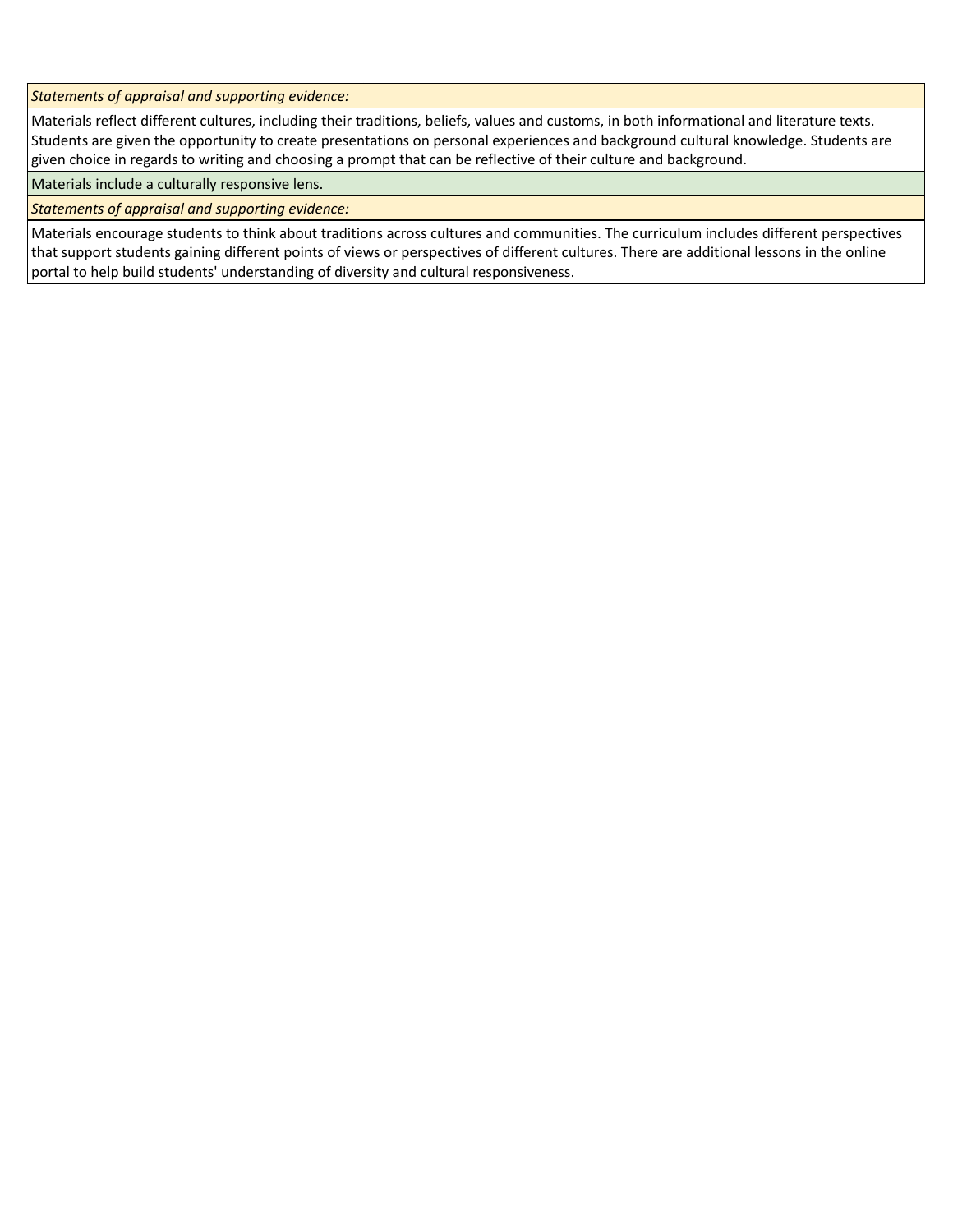*Statements of appraisal and supporting evidence:*

Materials reflect different cultures, including their traditions, beliefs, values and customs, in both informational and literature texts. Students are given the opportunity to create presentations on personal experiences and background cultural knowledge. Students are given choice in regards to writing and choosing a prompt that can be reflective of their culture and background.

Materials include a culturally responsive lens.

*Statements of appraisal and supporting evidence:*

Materials encourage students to think about traditions across cultures and communities. The curriculum includes different perspectives that support students gaining different points of views or perspectives of different cultures. There are additional lessons in the online portal to help build students' understanding of diversity and cultural responsiveness.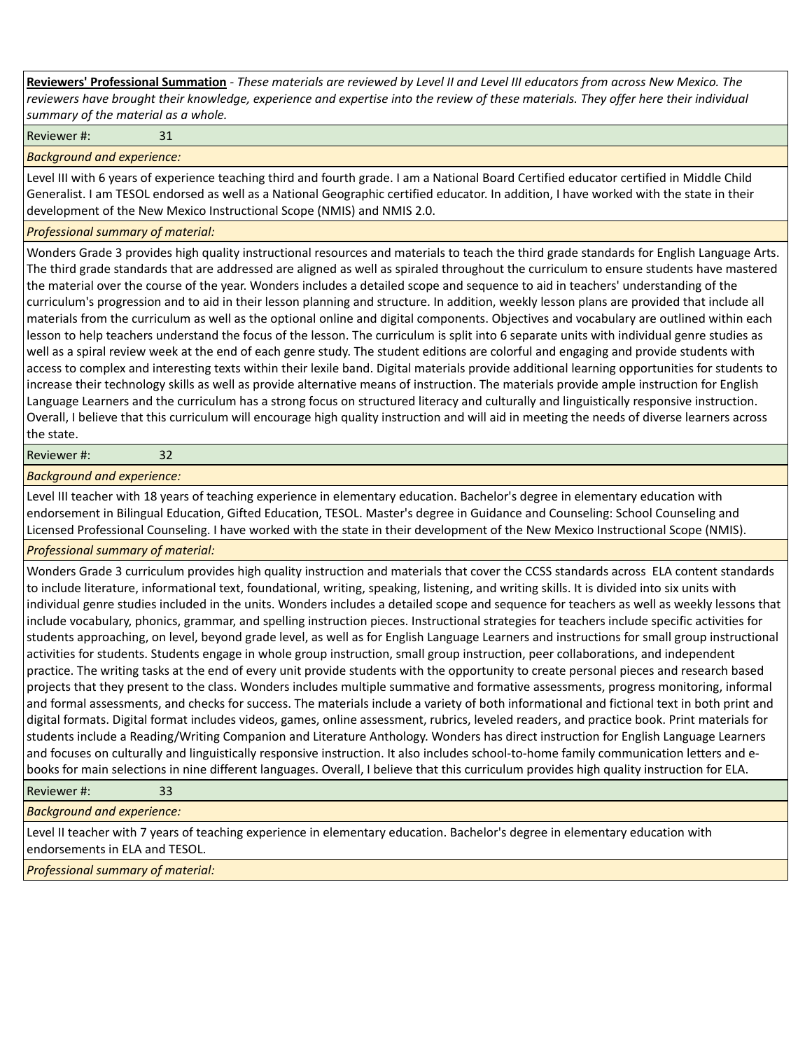**Reviewers' Professional Summation** - *These materials are reviewed by Level II and Level III educators from across New Mexico. The reviewers have brought their knowledge, experience and expertise into the review of these materials. They offer here their individual summary of the material as a whole.*

Reviewer #: 31

*Background and experience:*

Level III with 6 years of experience teaching third and fourth grade. I am a National Board Certified educator certified in Middle Child Generalist. I am TESOL endorsed as well as a National Geographic certified educator. In addition, I have worked with the state in their development of the New Mexico Instructional Scope (NMIS) and NMIS 2.0.

*Professional summary of material:*

Wonders Grade 3 provides high quality instructional resources and materials to teach the third grade standards for English Language Arts. The third grade standards that are addressed are aligned as well as spiraled throughout the curriculum to ensure students have mastered the material over the course of the year. Wonders includes a detailed scope and sequence to aid in teachers' understanding of the curriculum's progression and to aid in their lesson planning and structure. In addition, weekly lesson plans are provided that include all materials from the curriculum as well as the optional online and digital components. Objectives and vocabulary are outlined within each lesson to help teachers understand the focus of the lesson. The curriculum is split into 6 separate units with individual genre studies as well as a spiral review week at the end of each genre study. The student editions are colorful and engaging and provide students with access to complex and interesting texts within their lexile band. Digital materials provide additional learning opportunities for students to increase their technology skills as well as provide alternative means of instruction. The materials provide ample instruction for English Language Learners and the curriculum has a strong focus on structured literacy and culturally and linguistically responsive instruction. Overall, I believe that this curriculum will encourage high quality instruction and will aid in meeting the needs of diverse learners across the state.

Reviewer #: 32

*Background and experience:*

Level III teacher with 18 years of teaching experience in elementary education. Bachelor's degree in elementary education with endorsement in Bilingual Education, Gifted Education, TESOL. Master's degree in Guidance and Counseling: School Counseling and Licensed Professional Counseling. I have worked with the state in their development of the New Mexico Instructional Scope (NMIS).

*Professional summary of material:*

Wonders Grade 3 curriculum provides high quality instruction and materials that cover the CCSS standards across ELA content standards to include literature, informational text, foundational, writing, speaking, listening, and writing skills. It is divided into six units with individual genre studies included in the units. Wonders includes a detailed scope and sequence for teachers as well as weekly lessons that include vocabulary, phonics, grammar, and spelling instruction pieces. Instructional strategies for teachers include specific activities for students approaching, on level, beyond grade level, as well as for English Language Learners and instructions for small group instructional activities for students. Students engage in whole group instruction, small group instruction, peer collaborations, and independent practice. The writing tasks at the end of every unit provide students with the opportunity to create personal pieces and research based projects that they present to the class. Wonders includes multiple summative and formative assessments, progress monitoring, informal and formal assessments, and checks for success. The materials include a variety of both informational and fictional text in both print and digital formats. Digital format includes videos, games, online assessment, rubrics, leveled readers, and practice book. Print materials for students include a Reading/Writing Companion and Literature Anthology. Wonders has direct instruction for English Language Learners and focuses on culturally and linguistically responsive instruction. It also includes school-to-home family communication letters and e-books for main selections in nine different languages. Overall, I believe that this curriculum provides high quality instruction for ELA.

Reviewer #: 33

*Background and experience:*

Level II teacher with 7 years of teaching experience in elementary education. Bachelor's degree in elementary education with endorsements in ELA and TESOL.

*Professional summary of material:*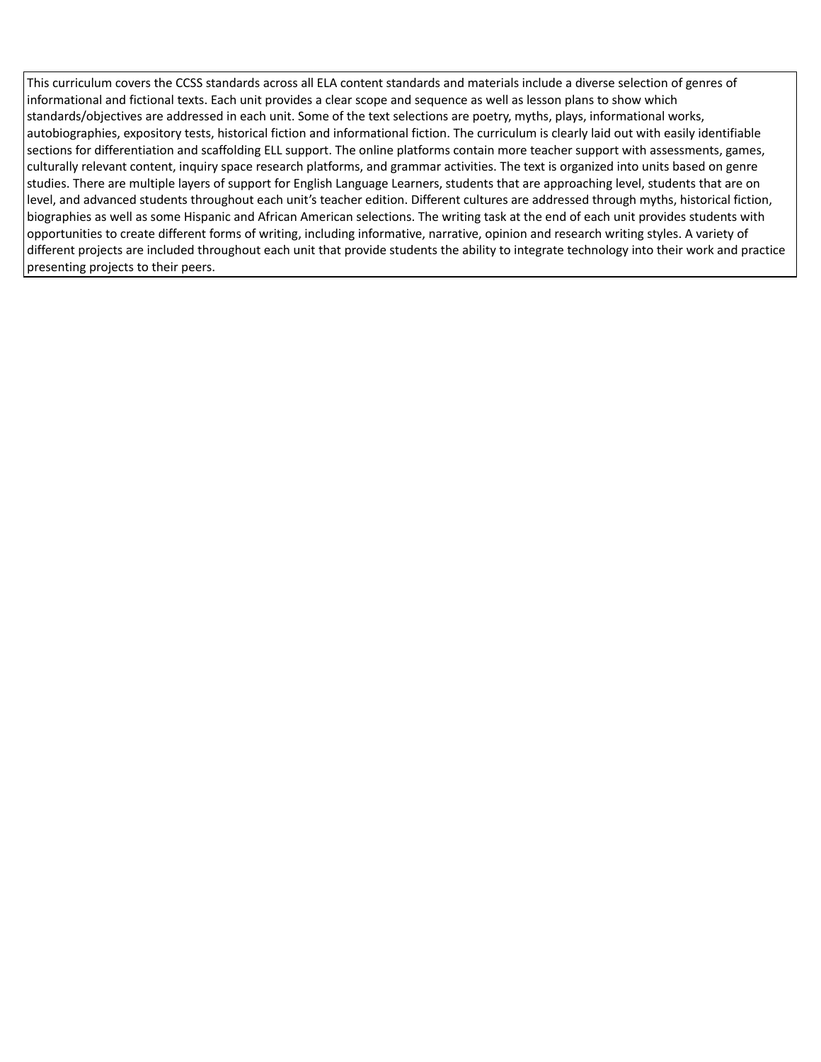This curriculum covers the CCSS standards across all ELA content standards and materials include a diverse selection of genres of informational and fictional texts. Each unit provides a clear scope and sequence as well as lesson plans to show which standards/objectives are addressed in each unit. Some of the text selections are poetry, myths, plays, informational works, autobiographies, expository tests, historical fiction and informational fiction. The curriculum is clearly laid out with easily identifiable sections for differentiation and scaffolding ELL support. The online platforms contain more teacher support with assessments, games, culturally relevant content, inquiry space research platforms, and grammar activities. The text is organized into units based on genre studies. There are multiple layers of support for English Language Learners, students that are approaching level, students that are on level, and advanced students throughout each unit's teacher edition. Different cultures are addressed through myths, historical fiction, biographies as well as some Hispanic and African American selections. The writing task at the end of each unit provides students with opportunities to create different forms of writing, including informative, narrative, opinion and research writing styles. A variety of different projects are included throughout each unit that provide students the ability to integrate technology into their work and practice presenting projects to their peers.